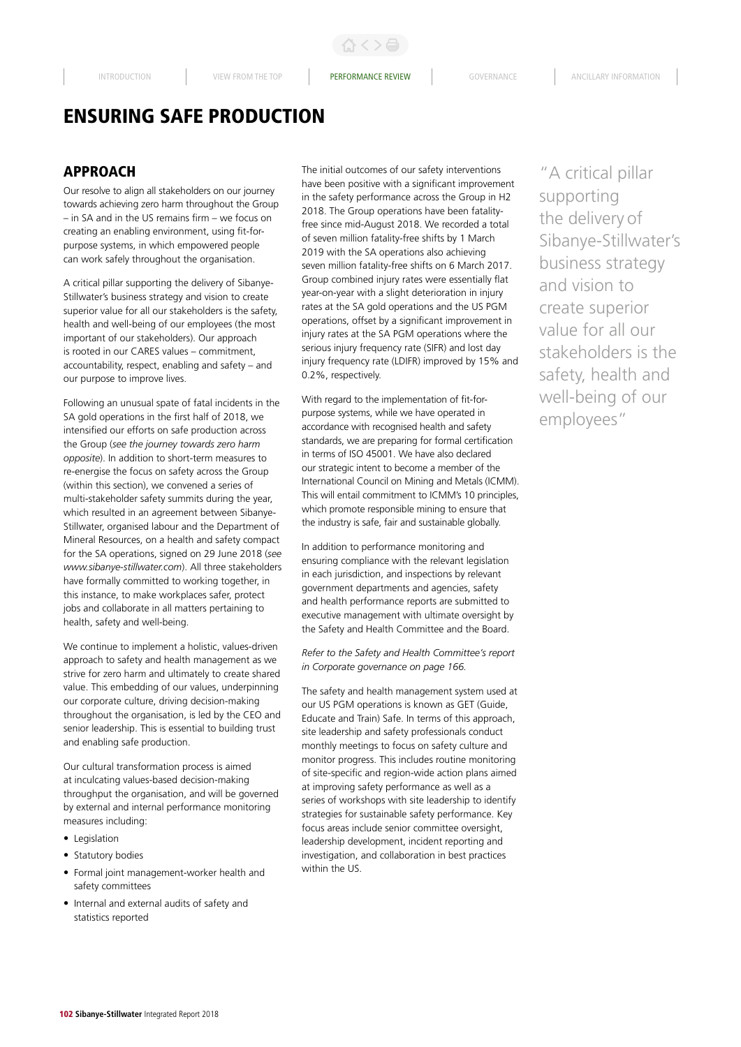# ENSURING SAFE PRODUCTION

## APPROACH

Our resolve to align all stakeholders on our journey towards achieving zero harm throughout the Group – in SA and in the US remains firm – we focus on creating an enabling environment, using fit-for-purpose systems, in which empowered people can work safely throughout the organisation.

A critical pillar supporting the delivery of Sibanye-Stillwater's business strategy and vision to create superior value for all our stakeholders is the safety, health and well-being of our employees (the most important of our stakeholders). Our approach is rooted in our CARES values – commitment, accountability, respect, enabling and safety – and our purpose to improve lives.

Following an unusual spate of fatal incidents in the SA gold operations in the first half of 2018, we intensified our efforts on safe production across the Group (*see the journey towards zero harm opposite*). In addition to short-term measures to re-energise the focus on safety across the Group (within this section), we convened a series of multi-stakeholder safety summits during the year, which resulted in an agreement between Sibanye-Stillwater, organised labour and the Department of Mineral Resources, on a health and safety compact for the SA operations, signed on 29 June 2018 (*see www.sibanye-stillwater.com*). All three stakeholders have formally committed to working together, in this instance, to make workplaces safer, protect jobs and collaborate in all matters pertaining to health, safety and well-being.

We continue to implement a holistic, values-driven approach to safety and health management as we strive for zero harm and ultimately to create shared value. This embedding of our values, underpinning our corporate culture, driving decision-making throughout the organisation, is led by the CEO and senior leadership. This is essential to building trust and enabling safe production.

Our cultural transformation process is aimed at inculcating values-based decision-making throughput the organisation, and will be governed by external and internal performance monitoring measures including:

- Legislation
- Statutory bodies
- Formal joint management-worker health and safety committees
- Internal and external audits of safety and statistics reported

The initial outcomes of our safety interventions have been positive with a significant improvement in the safety performance across the Group in H2 2018. The Group operations have been fatality-free since mid-August 2018. We recorded a total of seven million fatality-free shifts by 1 March 2019 with the SA operations also achieving seven million fatality-free shifts on 6 March 2017. Group combined injury rates were essentially flat year-on-year with a slight deterioration in injury rates at the SA gold operations and the US PGM operations, offset by a significant improvement in injury rates at the SA PGM operations where the serious injury frequency rate (SIFR) and lost day injury frequency rate (LDIFR) improved by 15% and 0.2%, respectively.

With regard to the implementation of fit-for-purpose systems, while we have operated in accordance with recognised health and safety standards, we are preparing for formal certification in terms of ISO 45001. We have also declared our strategic intent to become a member of the International Council on Mining and Metals (ICMM). This will entail commitment to ICMM's 10 principles, which promote responsible mining to ensure that the industry is safe, fair and sustainable globally.

In addition to performance monitoring and ensuring compliance with the relevant legislation in each jurisdiction, and inspections by relevant government departments and agencies, safety and health performance reports are submitted to executive management with ultimate oversight by the Safety and Health Committee and the Board.

*Refer to the Safety and Health Committee's report in Corporate governance on page 166.*

The safety and health management system used at our US PGM operations is known as GET (Guide, Educate and Train) Safe. In terms of this approach, site leadership and safety professionals conduct monthly meetings to focus on safety culture and monitor progress. This includes routine monitoring of site-specific and region-wide action plans aimed at improving safety performance as well as a series of workshops with site leadership to identify strategies for sustainable safety performance. Key focus areas include senior committee oversight, leadership development, incident reporting and investigation, and collaboration in best practices within the US.

"A critical pillar supporting the delivery of Sibanye-Stillwater's business strategy and vision to create superior value for all our stakeholders is the safety, health and well-being of our employees"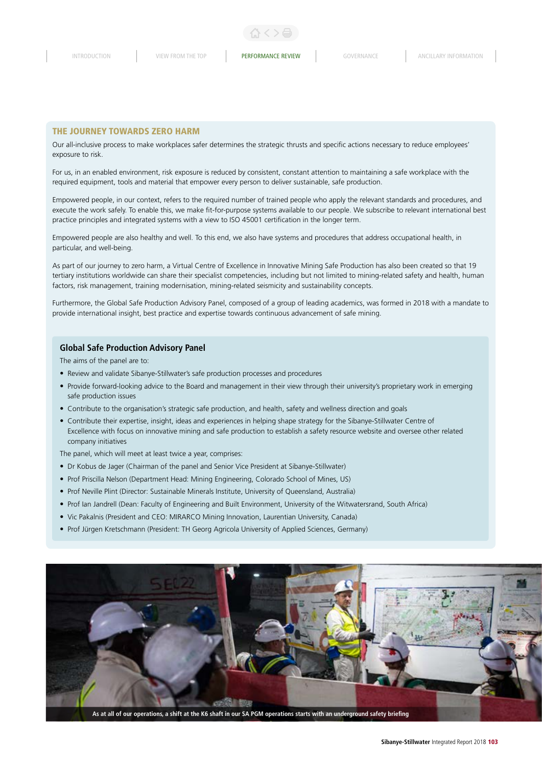## THE JOURNEY TOWARDS ZERO HARM

Our all-inclusive process to make workplaces safer determines the strategic thrusts and specific actions necessary to reduce employees' exposure to risk.

For us, in an enabled environment, risk exposure is reduced by consistent, constant attention to maintaining a safe workplace with the required equipment, tools and material that empower every person to deliver sustainable, safe production.

Empowered people, in our context, refers to the required number of trained people who apply the relevant standards and procedures, and execute the work safely. To enable this, we make fit-for-purpose systems available to our people. We subscribe to relevant international best practice principles and integrated systems with a view to ISO 45001 certification in the longer term.

Empowered people are also healthy and well. To this end, we also have systems and procedures that address occupational health, in particular, and well-being.

As part of our journey to zero harm, a Virtual Centre of Excellence in Innovative Mining Safe Production has also been created so that 19 tertiary institutions worldwide can share their specialist competencies, including but not limited to mining-related safety and health, human factors, risk management, training modernisation, mining-related seismicity and sustainability concepts.

Furthermore, the Global Safe Production Advisory Panel, composed of a group of leading academics, was formed in 2018 with a mandate to provide international insight, best practice and expertise towards continuous advancement of safe mining.

### Global Safe Production Advisory Panel

The aims of the panel are to:

- Review and validate Sibanye-Stillwater's safe production processes and procedures
- Provide forward-looking advice to the Board and management in their view through their university's proprietary work in emerging safe production issues
- Contribute to the organisation's strategic safe production, and health, safety and wellness direction and goals
- Contribute their expertise, insight, ideas and experiences in helping shape strategy for the Sibanye-Stillwater Centre of Excellence with focus on innovative mining and safe production to establish a safety resource website and oversee other related company initiatives

The panel, which will meet at least twice a year, comprises:

- Dr Kobus de Jager (Chairman of the panel and Senior Vice President at Sibanye-Stillwater)
- Prof Priscilla Nelson (Department Head: Mining Engineering, Colorado School of Mines, US)
- Prof Neville Plint (Director: Sustainable Minerals Institute, University of Queensland, Australia)
- Prof Ian Jandrell (Dean: Faculty of Engineering and Built Environment, University of the Witwatersrand, South Africa)
- Vic Pakalnis (President and CEO: MIRARCO Mining Innovation, Laurentian University, Canada)
- Prof Jürgen Kretschmann (President: TH Georg Agricola University of Applied Sciences, Germany)

As at all of our operations, a shift at the K6 shaft in our SA PGM operations starts with an underground safety briefing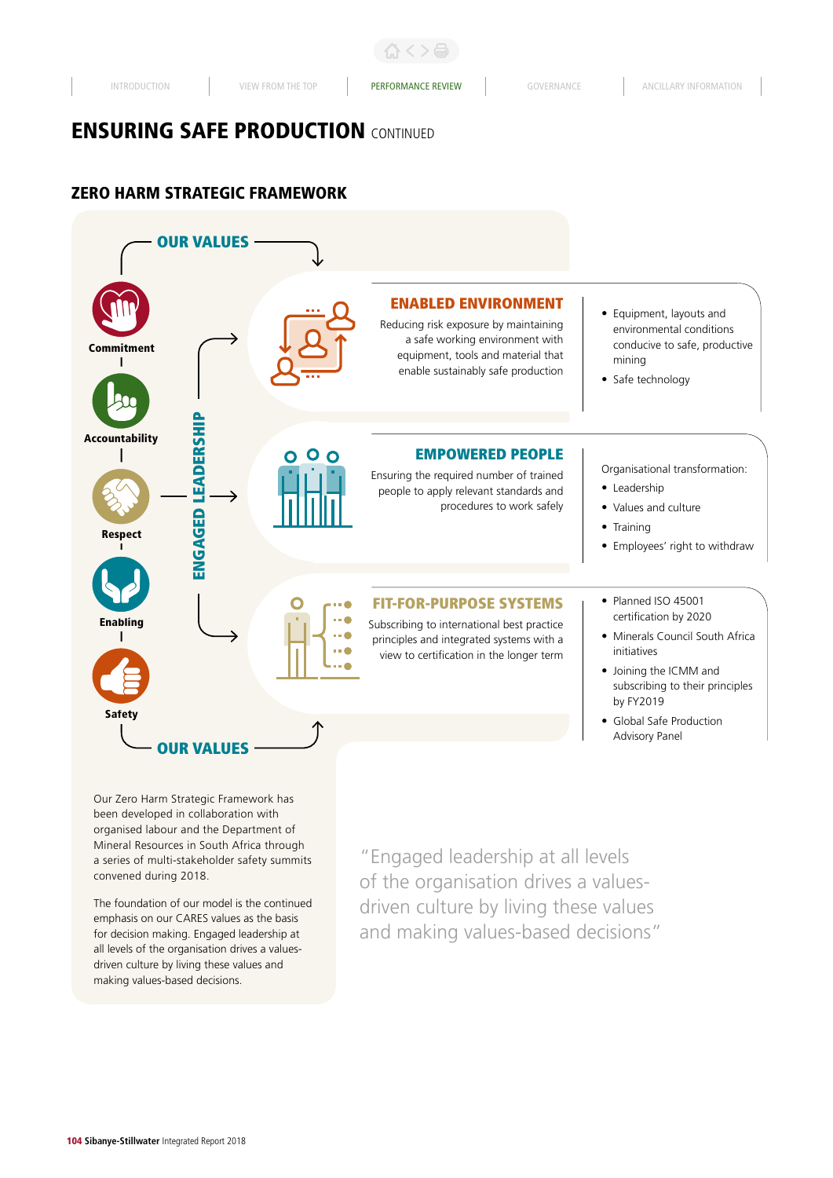# ENSURING SAFE PRODUCTION CONTINUED

## ZERO HARM STRATEGIC FRAMEWORK

**OUR VALUES**

**Commitment**

**Accountability**

**Respect**

**Enabling**

**Safety**

**ENGAGED LEADERSHIP**

### ENABLED ENVIRONMENT

Reducing risk exposure by maintaining a safe working environment with equipment, tools and material that enable sustainably safe production

- Equipment, layouts and environmental conditions conducive to safe, productive mining
- Safe technology

### EMPOWERED PEOPLE

Ensuring the required number of trained people to apply relevant standards and procedures to work safely

Organisational transformation:

- Leadership
- Values and culture
- Training
- Employees' right to withdraw

### FIT-FOR-PURPOSE SYSTEMS

Subscribing to international best practice principles and integrated systems with a view to certification in the longer term

- Planned ISO 45001 certification by 2020
- Minerals Council South Africa initiatives
- Joining the ICMM and subscribing to their principles by FY2019
- Global Safe Production Advisory Panel

**OUR VALUES**

Our Zero Harm Strategic Framework has been developed in collaboration with organised labour and the Department of Mineral Resources in South Africa through a series of multi-stakeholder safety summits convened during 2018.

The foundation of our model is the continued emphasis on our CARES values as the basis for decision making. Engaged leadership at all levels of the organisation drives a values-driven culture by living these values and making values-based decisions.

> "Engaged leadership at all levels of the organisation drives a values-driven culture by living these values and making values-based decisions"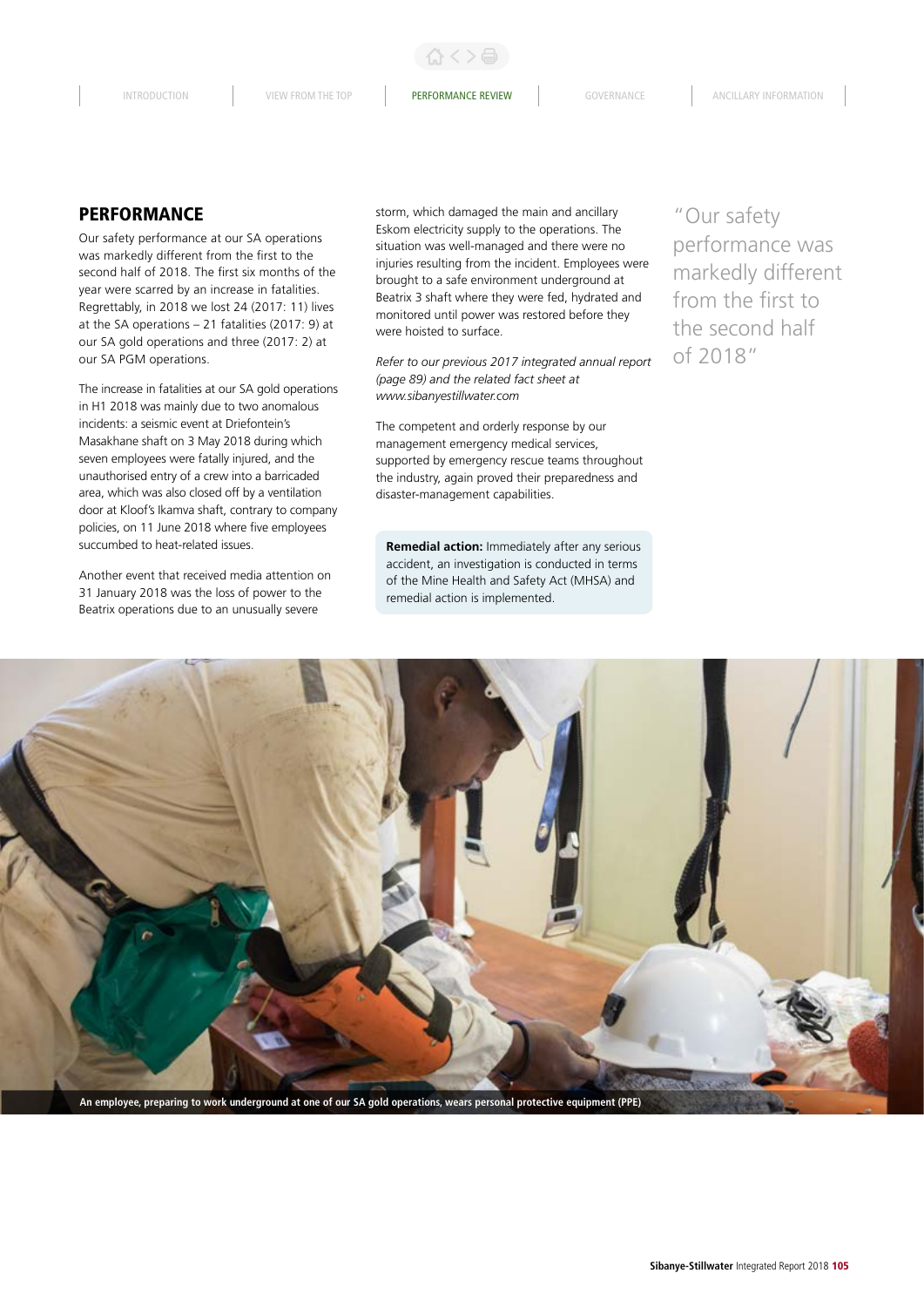## PERFORMANCE

Our safety performance at our SA operations was markedly different from the first to the second half of 2018. The first six months of the year were scarred by an increase in fatalities. Regrettably, in 2018 we lost 24 (2017: 11) lives at the SA operations – 21 fatalities (2017: 9) at our SA gold operations and three (2017: 2) at our SA PGM operations.

The increase in fatalities at our SA gold operations in H1 2018 was mainly due to two anomalous incidents: a seismic event at Driefontein's Masakhane shaft on 3 May 2018 during which seven employees were fatally injured, and the unauthorised entry of a crew into a barricaded area, which was also closed off by a ventilation door at Kloof's Ikamva shaft, contrary to company policies, on 11 June 2018 where five employees succumbed to heat-related issues.

Another event that received media attention on 31 January 2018 was the loss of power to the Beatrix operations due to an unusually severe storm, which damaged the main and ancillary Eskom electricity supply to the operations. The situation was well-managed and there were no injuries resulting from the incident. Employees were brought to a safe environment underground at Beatrix 3 shaft where they were fed, hydrated and monitored until power was restored before they were hoisted to surface.

*Refer to our previous 2017 integrated annual report (page 89) and the related fact sheet at www.sibanyestillwater.com*

The competent and orderly response by our management emergency medical services, supported by emergency rescue teams throughout the industry, again proved their preparedness and disaster-management capabilities.

**Remedial action:** Immediately after any serious accident, an investigation is conducted in terms of the Mine Health and Safety Act (MHSA) and remedial action is implemented.

"Our safety performance was markedly different from the first to the second half of 2018"

**An employee, preparing to work underground at one of our SA gold operations, wears personal protective equipment (PPE)**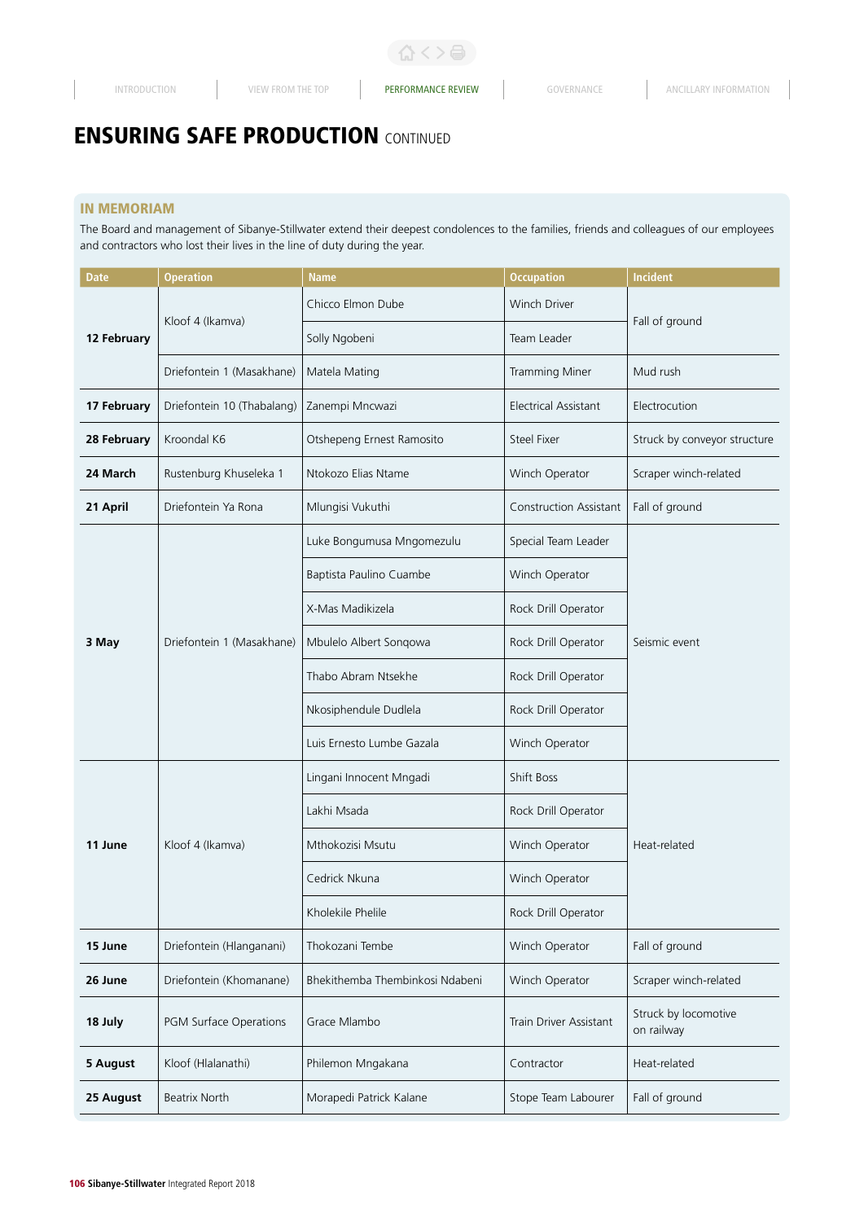# ENSURING SAFE PRODUCTION CONTINUED

## IN MEMORIAM

The Board and management of Sibanye-Stillwater extend their deepest condolences to the families, friends and colleagues of our employees and contractors who lost their lives in the line of duty during the year.

| Date | Operation | Name | Occupation | Incident |
|---|---|---|---|---|
| **12 February** | Kloof 4 (Ikamva) | Chicco Elmon Dube | Winch Driver | Fall of ground |
| | | Solly Ngobeni | Team Leader | |
| | Driefontein 1 (Masakhane) | Matela Mating | Tramming Miner | Mud rush |
| **17 February** | Driefontein 10 (Thabalang) | Zanempi Mncwazi | Electrical Assistant | Electrocution |
| **28 February** | Kroondal K6 | Otshepeng Ernest Ramosito | Steel Fixer | Struck by conveyor structure |
| **24 March** | Rustenburg Khuseleka 1 | Ntokozo Elias Ntame | Winch Operator | Scraper winch-related |
| **21 April** | Driefontein Ya Rona | Mlungisi Vukuthi | Construction Assistant | Fall of ground |
| **3 May** | Driefontein 1 (Masakhane) | Luke Bongumusa Mngomezulu | Special Team Leader | Seismic event |
| | | Baptista Paulino Cuambe | Winch Operator | |
| | | X-Mas Madikizela | Rock Drill Operator | |
| | | Mbulelo Albert Songqowa | Rock Drill Operator | |
| | | Thabo Abram Ntsekhe | Rock Drill Operator | |
| | | Nkosiphendule Dudlela | Rock Drill Operator | |
| | | Luis Ernesto Lumbe Gazala | Winch Operator | |
| **11 June** | Kloof 4 (Ikamva) | Lingani Innocent Mngadi | Shift Boss | Heat-related |
| | | Lakhi Msada | Rock Drill Operator | |
| | | Mthokozisi Msutu | Winch Operator | |
| | | Cedrick Nkuna | Winch Operator | |
| | | Kholekile Phelile | Rock Drill Operator | |
| **15 June** | Driefontein (Hlanganani) | Thokozani Tembe | Winch Operator | Fall of ground |
| **26 June** | Driefontein (Khomanane) | Bhekithemba Thembinkosi Ndabeni | Winch Operator | Scraper winch-related |
| **18 July** | PGM Surface Operations | Grace Mlambo | Train Driver Assistant | Struck by locomotive on railway |
| **5 August** | Kloof (Hlalanathi) | Philemon Mngakana | Contractor | Heat-related |
| **25 August** | Beatrix North | Morapedi Patrick Kalane | Stope Team Labourer | Fall of ground |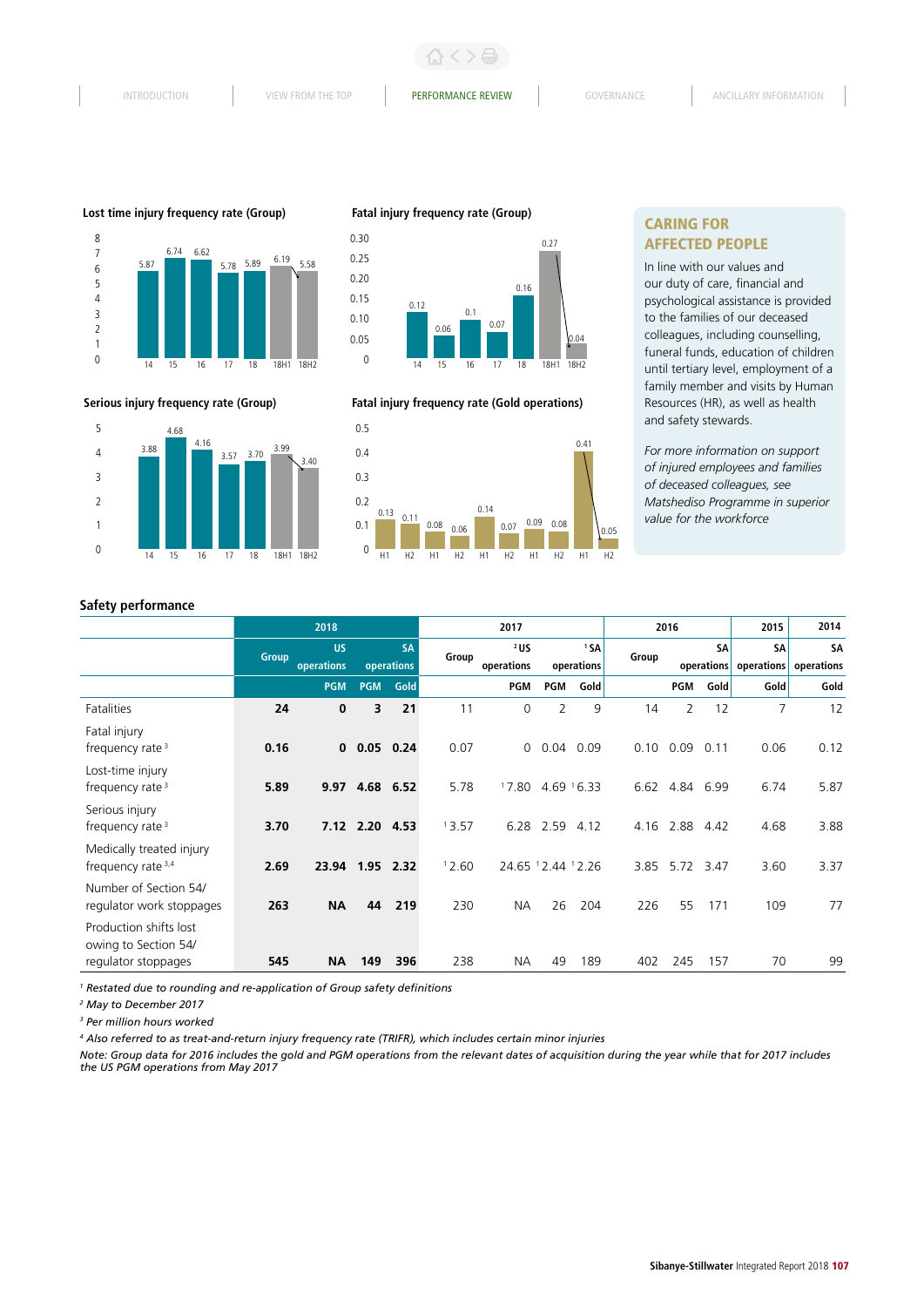#### Lost time injury frequency rate (Group)

| 14 | 15 | 16 | 17 | 18 | 18H1 | 18H2 |
|---|---|---|---|---|---|---|
| 5.87 | 6.74 | 6.62 | 5.78 | 5.89 | 6.19 | 5.58 |

#### Fatal injury frequency rate (Group)

| 14 | 15 | 16 | 17 | 18 | 18H1 | 18H2 |
|---|---|---|---|---|---|---|
| 0.12 | 0.06 | 0.1 | 0.07 | 0.16 | 0.27 | 0.04 |

#### Serious injury frequency rate (Group)

| 14 | 15 | 16 | 17 | 18 | 18H1 | 18H2 |
|---|---|---|---|---|---|---|
| 3.88 | 4.68 | 4.16 | 3.57 | 3.70 | 3.99 | 3.40 |

#### Fatal injury frequency rate (Gold operations)

| H1 | H2 | H1 | H2 | H1 | H2 | H1 | H2 | H1 | H2 |
|---|---|---|---|---|---|---|---|---|---|
| 0.13 | 0.11 | 0.08 | 0.06 | 0.14 | 0.07 | 0.09 | 0.08 | 0.41 | 0.05 |

## CARING FOR AFFECTED PEOPLE

In line with our values and our duty of care, financial and psychological assistance is provided to the families of our deceased colleagues, including counselling, funeral funds, education of children until tertiary level, employment of a family member and visits by Human Resources (HR), as well as health and safety stewards.

*For more information on support of injured employees and families of deceased colleagues, see Matshediso Programme in superior value for the workforce*

### Safety performance

| | 2018 | | | | 2017 | | | | 2016 | | | 2015 | 2014 |
|---|---|---|---|---|---|---|---|---|---|---|---|---|---|
| | Group | US operations | SA operations | | Group | [2] US operations | [1] SA operations | | Group | SA operations | | SA operations | SA operations |
| | | PGM | PGM | Gold | | PGM | PGM | Gold | | PGM | Gold | Gold | Gold |
| Fatalities | **24** | **0** | **3** | **21** | 11 | 0 | 2 | 9 | 14 | 2 | 12 | 7 | 12 |
| Fatal injury frequency rate [3] | **0.16** | **0** | **0.05** | **0.24** | 0.07 | 0 | 0.04 | 0.09 | 0.10 | 0.09 | 0.11 | 0.06 | 0.12 |
| Lost-time injury frequency rate [3] | **5.89** | **9.97** | **4.68** | **6.52** | 5.78 | [1] 7.80 | 4.69 | [1] 6.33 | 6.62 | 4.84 | 6.99 | 6.74 | 5.87 |
| Serious injury frequency rate [3] | **3.70** | **7.12** | **2.20** | **4.53** | [1] 3.57 | 6.28 | 2.59 | 4.12 | 4.16 | 2.88 | 4.42 | 4.68 | 3.88 |
| Medically treated injury frequency rate [3,4] | **2.69** | **23.94** | **1.95** | **2.32** | [1] 2.60 | 24.65 | [1] 2.44 | [1] 2.26 | 3.85 | 5.72 | 3.47 | 3.60 | 3.37 |
| Number of Section 54/ regulator work stoppages | **263** | **NA** | **44** | **219** | 230 | NA | 26 | 204 | 226 | 55 | 171 | 109 | 77 |
| Production shifts lost owing to Section 54/ regulator stoppages | **545** | **NA** | **149** | **396** | 238 | NA | 49 | 189 | 402 | 245 | 157 | 70 | 99 |

*[1] Restated due to rounding and re-application of Group safety definitions*
*[2] May to December 2017*
*[3] Per million hours worked*
*[4] Also referred to as treat-and-return injury frequency rate (TRIFR), which includes certain minor injuries*
*Note: Group data for 2016 includes the gold and PGM operations from the relevant dates of acquisition during the year while that for 2017 includes the US PGM operations from May 2017*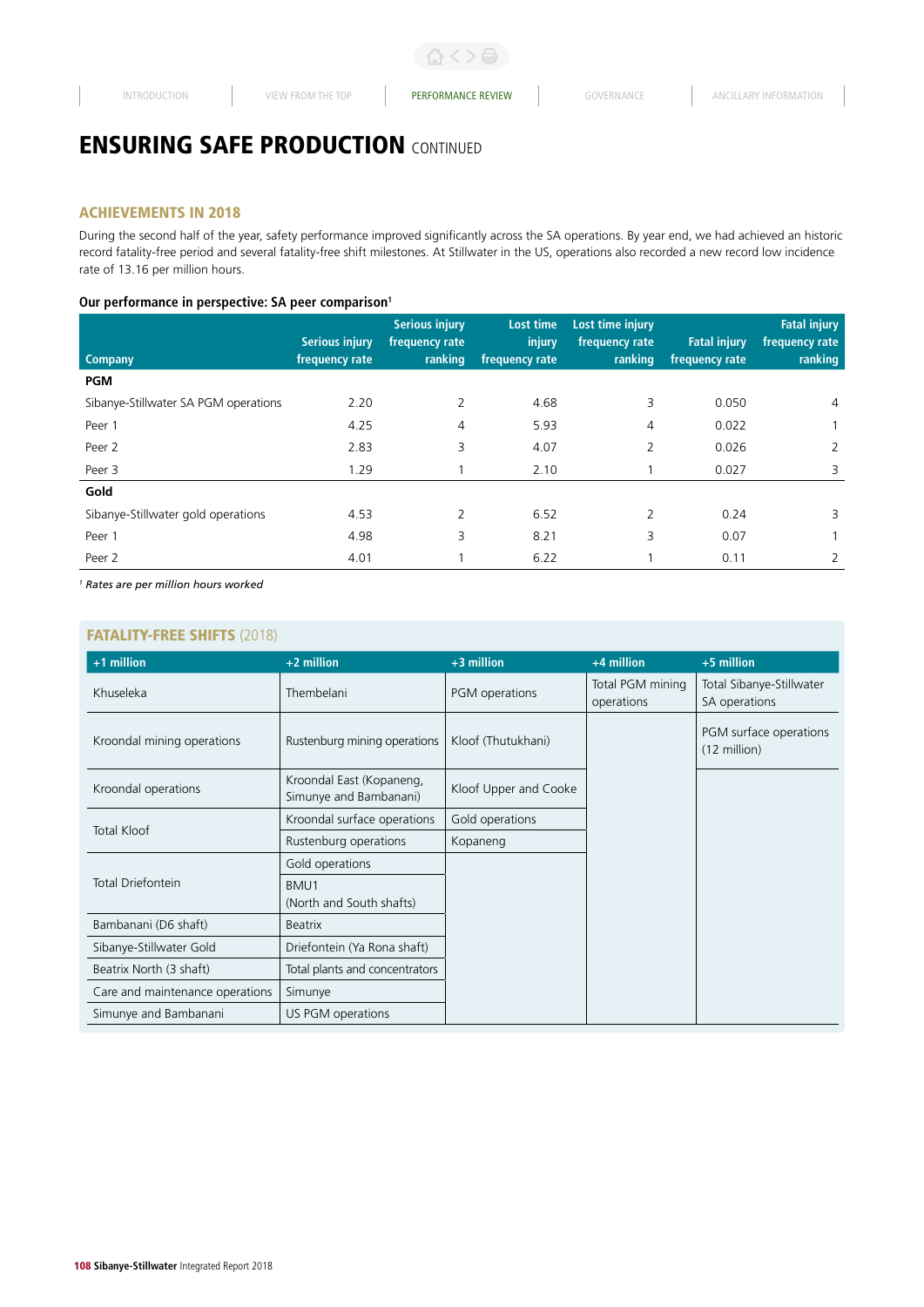# ENSURING SAFE PRODUCTION CONTINUED

## ACHIEVEMENTS IN 2018

During the second half of the year, safety performance improved significantly across the SA operations. By year end, we had achieved an historic record fatality-free period and several fatality-free shift milestones. At Stillwater in the US, operations also recorded a new record low incidence rate of 13.16 per million hours.

### Our performance in perspective: SA peer comparison[1]

| Company | Serious injury frequency rate | Serious injury frequency rate ranking | Lost time injury frequency rate | Lost time injury frequency rate ranking | Fatal injury frequency rate | Fatal injury frequency rate ranking |
|---|---|---|---|---|---|---|
| **PGM** | | | | | | |
| Sibanye-Stillwater SA PGM operations | 2.20 | 2 | 4.68 | 3 | 0.050 | 4 |
| Peer 1 | 4.25 | 4 | 5.93 | 4 | 0.022 | 1 |
| Peer 2 | 2.83 | 3 | 4.07 | 2 | 0.026 | 2 |
| Peer 3 | 1.29 | 1 | 2.10 | 1 | 0.027 | 3 |
| **Gold** | | | | | | |
| Sibanye-Stillwater gold operations | 4.53 | 2 | 6.52 | 2 | 0.24 | 3 |
| Peer 1 | 4.98 | 3 | 8.21 | 3 | 0.07 | 1 |
| Peer 2 | 4.01 | 1 | 6.22 | 1 | 0.11 | 2 |

[1] *Rates are per million hours worked*

## FATALITY-FREE SHIFTS (2018)

| +1 million | +2 million | +3 million | +4 million | +5 million |
|---|---|---|---|---|
| Khuseleka | Thembelani | PGM operations | Total PGM mining operations | Total Sibanye-Stillwater SA operations |
| Kroondal mining operations | Rustenburg mining operations | Kloof (Thutukhani) | | PGM surface operations (12 million) |
| Kroondal operations | Kroondal East (Kopaneng, Simunye and Bambanani) | Kloof Upper and Cooke | | |
| Total Kloof | Kroondal surface operations | Gold operations | | |
| | Rustenburg operations | Kopaneng | | |
| Total Driefontein | Gold operations | | | |
| | BMU1 (North and South shafts) | | | |
| Bambanani (D6 shaft) | Beatrix | | | |
| Sibanye-Stillwater Gold | Driefontein (Ya Rona shaft) | | | |
| Beatrix North (3 shaft) | Total plants and concentrators | | | |
| Care and maintenance operations | Simunye | | | |
| Simunye and Bambanani | US PGM operations | | | |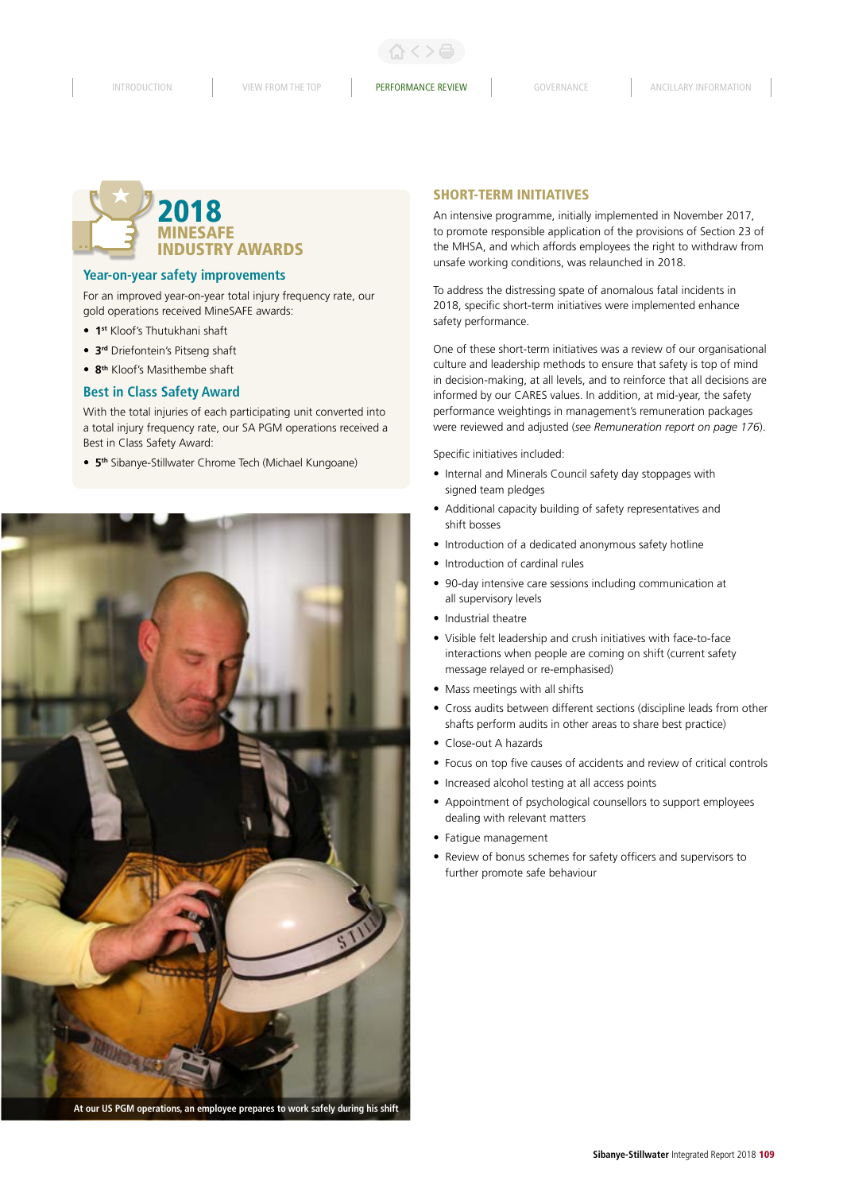## 2018 MINESAFE INDUSTRY AWARDS

### Year-on-year safety improvements

For an improved year-on-year total injury frequency rate, our gold operations received MineSAFE awards:

- **1st** Kloof's Thutukhani shaft
- **3rd** Driefontein's Pitseng shaft
- **8th** Kloof's Masithembe shaft

### Best in Class Safety Award

With the total injuries of each participating unit converted into a total injury frequency rate, our SA PGM operations received a Best in Class Safety Award:

- **5th** Sibanye-Stillwater Chrome Tech (Michael Kungoane)

At our US PGM operations, an employee prepares to work safely during his shift

## SHORT-TERM INITIATIVES

An intensive programme, initially implemented in November 2017, to promote responsible application of the provisions of Section 23 of the MHSA, and which affords employees the right to withdraw from unsafe working conditions, was relaunched in 2018.

To address the distressing spate of anomalous fatal incidents in 2018, specific short-term initiatives were implemented enhance safety performance.

One of these short-term initiatives was a review of our organisational culture and leadership methods to ensure that safety is top of mind in decision-making, at all levels, and to reinforce that all decisions are informed by our CARES values. In addition, at mid-year, the safety performance weightings in management's remuneration packages were reviewed and adjusted (*see Remuneration report on page 176*).

Specific initiatives included:

- Internal and Minerals Council safety day stoppages with signed team pledges
- Additional capacity building of safety representatives and shift bosses
- Introduction of a dedicated anonymous safety hotline
- Introduction of cardinal rules
- 90-day intensive care sessions including communication at all supervisory levels
- Industrial theatre
- Visible felt leadership and crush initiatives with face-to-face interactions when people are coming on shift (current safety message relayed or re-emphasised)
- Mass meetings with all shifts
- Cross audits between different sections (discipline leads from other shafts perform audits in other areas to share best practice)
- Close-out A hazards
- Focus on top five causes of accidents and review of critical controls
- Increased alcohol testing at all access points
- Appointment of psychological counsellors to support employees dealing with relevant matters
- Fatigue management
- Review of bonus schemes for safety officers and supervisors to further promote safe behaviour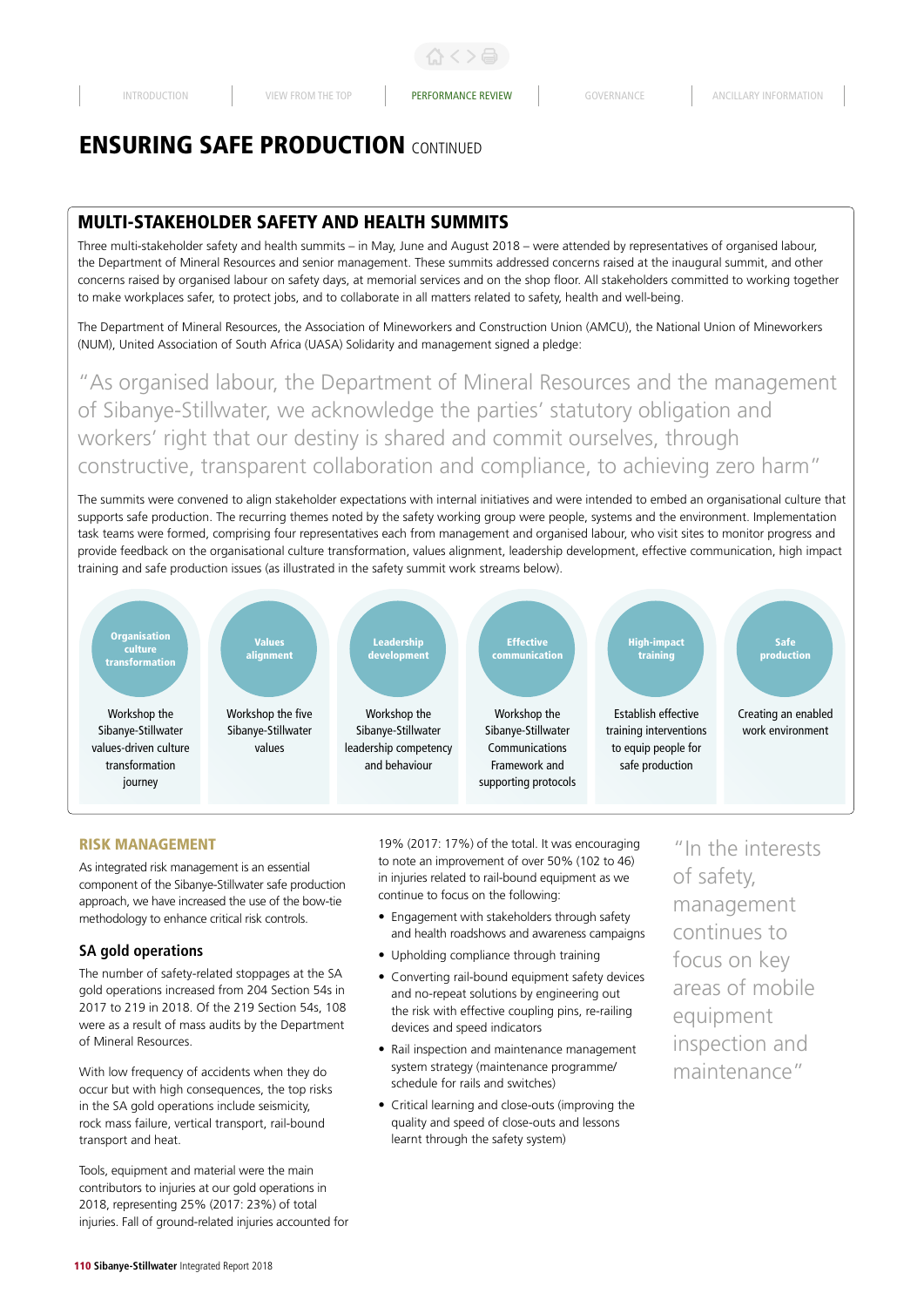# ENSURING SAFE PRODUCTION CONTINUED

## MULTI-STAKEHOLDER SAFETY AND HEALTH SUMMITS

Three multi-stakeholder safety and health summits – in May, June and August 2018 – were attended by representatives of organised labour, the Department of Mineral Resources and senior management. These summits addressed concerns raised at the inaugural summit, and other concerns raised by organised labour on safety days, at memorial services and on the shop floor. All stakeholders committed to working together to make workplaces safer, to protect jobs, and to collaborate in all matters related to safety, health and well-being.

The Department of Mineral Resources, the Association of Mineworkers and Construction Union (AMCU), the National Union of Mineworkers (NUM), United Association of South Africa (UASA) Solidarity and management signed a pledge:

> "As organised labour, the Department of Mineral Resources and the management of Sibanye-Stillwater, we acknowledge the parties' statutory obligation and workers' right that our destiny is shared and commit ourselves, through constructive, transparent collaboration and compliance, to achieving zero harm"

The summits were convened to align stakeholder expectations with internal initiatives and were intended to embed an organisational culture that supports safe production. The recurring themes noted by the safety working group were people, systems and the environment. Implementation task teams were formed, comprising four representatives each from management and organised labour, who visit sites to monitor progress and provide feedback on the organisational culture transformation, values alignment, leadership development, effective communication, high impact training and safe production issues (as illustrated in the safety summit work streams below).

| Organisation culture transformation | Values alignment | Leadership development | Effective communication | High-impact training | Safe production |
|---|---|---|---|---|---|
| Workshop the Sibanye-Stillwater values-driven culture transformation journey | Workshop the five Sibanye-Stillwater values | Workshop the Sibanye-Stillwater leadership competency and behaviour | Workshop the Sibanye-Stillwater Communications Framework and supporting protocols | Establish effective training interventions to equip people for safe production | Creating an enabled work environment |

## RISK MANAGEMENT

As integrated risk management is an essential component of the Sibanye-Stillwater safe production approach, we have increased the use of the bow-tie methodology to enhance critical risk controls.

### SA gold operations

The number of safety-related stoppages at the SA gold operations increased from 204 Section 54s in 2017 to 219 in 2018. Of the 219 Section 54s, 108 were as a result of mass audits by the Department of Mineral Resources.

With low frequency of accidents when they do occur but with high consequences, the top risks in the SA gold operations include seismicity, rock mass failure, vertical transport, rail-bound transport and heat.

Tools, equipment and material were the main contributors to injuries at our gold operations in 2018, representing 25% (2017: 23%) of total injuries. Fall of ground-related injuries accounted for 19% (2017: 17%) of the total. It was encouraging to note an improvement of over 50% (102 to 46) in injuries related to rail-bound equipment as we continue to focus on the following:

- Engagement with stakeholders through safety and health roadshows and awareness campaigns
- Upholding compliance through training
- Converting rail-bound equipment safety devices and no-repeat solutions by engineering out the risk with effective coupling pins, re-railing devices and speed indicators
- Rail inspection and maintenance management system strategy (maintenance programme/ schedule for rails and switches)
- Critical learning and close-outs (improving the quality and speed of close-outs and lessons learnt through the safety system)

> "In the interests of safety, management continues to focus on key areas of mobile equipment inspection and maintenance"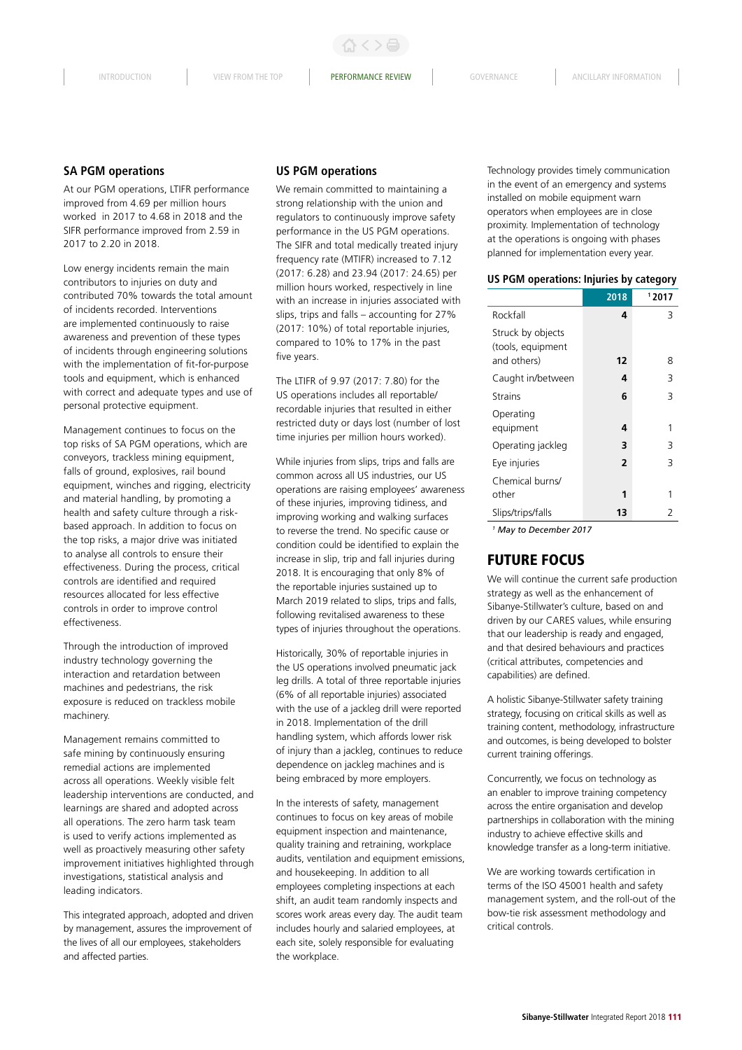## SA PGM operations

At our PGM operations, LTIFR performance improved from 4.69 per million hours worked in 2017 to 4.68 in 2018 and the SIFR performance improved from 2.59 in 2017 to 2.20 in 2018.

Low energy incidents remain the main contributors to injuries on duty and contributed 70% towards the total amount of incidents recorded. Interventions are implemented continuously to raise awareness and prevention of these types of incidents through engineering solutions with the implementation of fit-for-purpose tools and equipment, which is enhanced with correct and adequate types and use of personal protective equipment.

Management continues to focus on the top risks of SA PGM operations, which are conveyors, trackless mining equipment, falls of ground, explosives, rail bound equipment, winches and rigging, electricity and material handling, by promoting a health and safety culture through a risk-based approach. In addition to focus on the top risks, a major drive was initiated to analyse all controls to ensure their effectiveness. During the process, critical controls are identified and required resources allocated for less effective controls in order to improve control effectiveness.

Through the introduction of improved industry technology governing the interaction and retardation between machines and pedestrians, the risk exposure is reduced on trackless mobile machinery.

Management remains committed to safe mining by continuously ensuring remedial actions are implemented across all operations. Weekly visible felt leadership interventions are conducted, and learnings are shared and adopted across all operations. The zero harm task team is used to verify actions implemented as well as proactively measuring other safety improvement initiatives highlighted through investigations, statistical analysis and leading indicators.

This integrated approach, adopted and driven by management, assures the improvement of the lives of all our employees, stakeholders and affected parties.

## US PGM operations

We remain committed to maintaining a strong relationship with the union and regulators to continuously improve safety performance in the US PGM operations. The SIFR and total medically treated injury frequency rate (MTIFR) increased to 7.12 (2017: 6.28) and 23.94 (2017: 24.65) per million hours worked, respectively in line with an increase in injuries associated with slips, trips and falls – accounting for 27% (2017: 10%) of total reportable injuries, compared to 10% to 17% in the past five years.

The LTIFR of 9.97 (2017: 7.80) for the US operations includes all reportable/recordable injuries that resulted in either restricted duty or days lost (number of lost time injuries per million hours worked).

While injuries from slips, trips and falls are common across all US industries, our US operations are raising employees' awareness of these injuries, improving tidiness, and improving working and walking surfaces to reverse the trend. No specific cause or condition could be identified to explain the increase in slip, trip and fall injuries during 2018. It is encouraging that only 8% of the reportable injuries sustained up to March 2019 related to slips, trips and falls, following revitalised awareness to these types of injuries throughout the operations.

Historically, 30% of reportable injuries in the US operations involved pneumatic jack leg drills. A total of three reportable injuries (6% of all reportable injuries) associated with the use of a jackleg drill were reported in 2018. Implementation of the drill handling system, which affords lower risk of injury than a jackleg, continues to reduce dependence on jackleg machines and is being embraced by more employers.

In the interests of safety, management continues to focus on key areas of mobile equipment inspection and maintenance, quality training and retraining, workplace audits, ventilation and equipment emissions, and housekeeping. In addition to all employees completing inspections at each shift, an audit team randomly inspects and scores work areas every day. The audit team includes hourly and salaried employees, at each site, solely responsible for evaluating the workplace.

Technology provides timely communication in the event of an emergency and systems installed on mobile equipment warn operators when employees are in close proximity. Implementation of technology at the operations is ongoing with phases planned for implementation every year.

### US PGM operations: Injuries by category

| | 2018 | [1] 2017 |
|---|---|---|
| Rockfall | **4** | 3 |
| Struck by objects (tools, equipment and others) | **12** | 8 |
| Caught in/between | **4** | 3 |
| Strains | **6** | 3 |
| Operating equipment | **4** | 1 |
| Operating jackleg | **3** | 3 |
| Eye injuries | **2** | 3 |
| Chemical burns/ other | **1** | 1 |
| Slips/trips/falls | **13** | 2 |

*[1] May to December 2017*

## FUTURE FOCUS

We will continue the current safe production strategy as well as the enhancement of Sibanye-Stillwater's culture, based on and driven by our CARES values, while ensuring that our leadership is ready and engaged, and that desired behaviours and practices (critical attributes, competencies and capabilities) are defined.

A holistic Sibanye-Stillwater safety training strategy, focusing on critical skills as well as training content, methodology, infrastructure and outcomes, is being developed to bolster current training offerings.

Concurrently, we focus on technology as an enabler to improve training competency across the entire organisation and develop partnerships in collaboration with the mining industry to achieve effective skills and knowledge transfer as a long-term initiative.

We are working towards certification in terms of the ISO 45001 health and safety management system, and the roll-out of the bow-tie risk assessment methodology and critical controls.